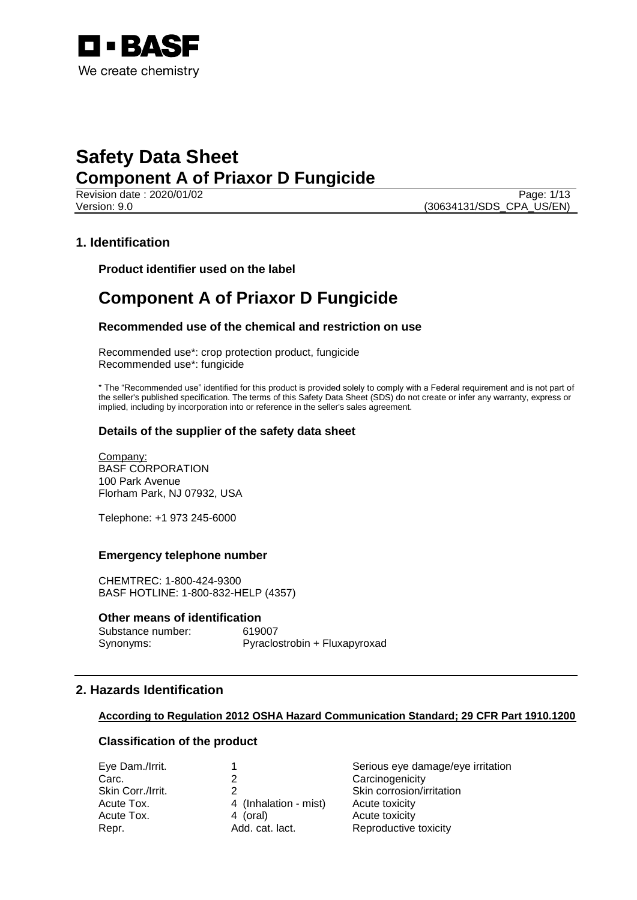BASF
We create chemistry

# Safety Data Sheet
## Component A of Priaxor D Fungicide

Revision date : 2020/01/02
Version: 9.0 (30634131/SDS_CPA_US/EN)

## 1. Identification

### Product identifier used on the label

# Component A of Priaxor D Fungicide

### Recommended use of the chemical and restriction on use

Recommended use*: crop protection product, fungicide
Recommended use*: fungicide

* The "Recommended use" identified for this product is provided solely to comply with a Federal requirement and is not part of the seller's published specification. The terms of this Safety Data Sheet (SDS) do not create or infer any warranty, express or implied, including by incorporation into or reference in the seller's sales agreement.

### Details of the supplier of the safety data sheet

Company:
BASF CORPORATION
100 Park Avenue
Florham Park, NJ 07932, USA

Telephone: +1 973 245-6000

### Emergency telephone number

CHEMTREC: 1-800-424-9300
BASF HOTLINE: 1-800-832-HELP (4357)

### Other means of identification

| | |
|---|---|
| Substance number: | 619007 |
| Synonyms: | Pyraclostrobin + Fluxapyroxad |

## 2. Hazards Identification

**According to Regulation 2012 OSHA Hazard Communication Standard; 29 CFR Part 1910.1200**

### Classification of the product

| | | |
|---|---|---|
| Eye Dam./Irrit. | 1 | Serious eye damage/eye irritation |
| Carc. | 2 | Carcinogenicity |
| Skin Corr./Irrit. | 2 | Skin corrosion/irritation |
| Acute Tox. | 4 (Inhalation - mist) | Acute toxicity |
| Acute Tox. | 4 (oral) | Acute toxicity |
| Repr. | Add. cat. lact. | Reproductive toxicity |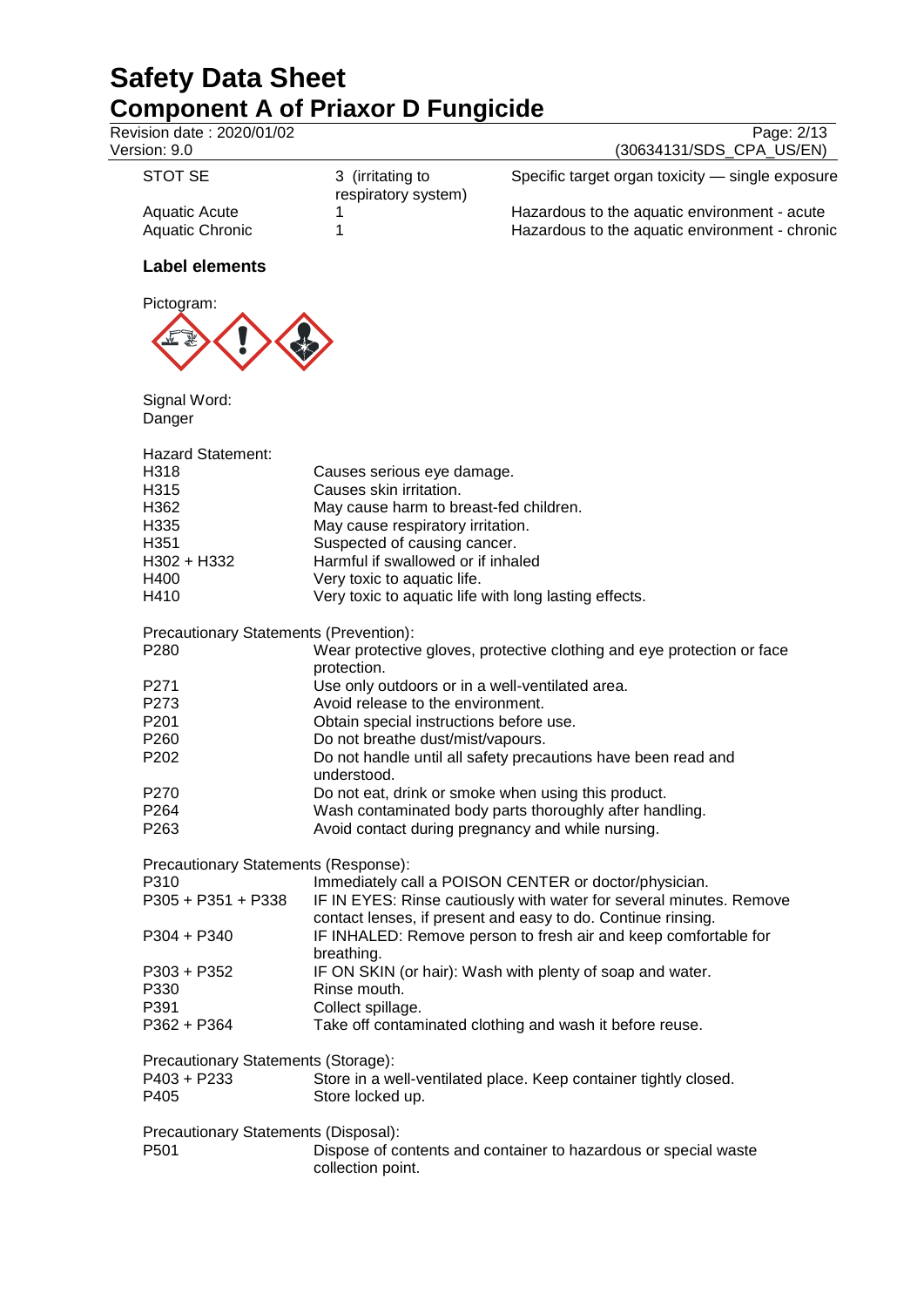| | | |
|---|---|---|
| STOT SE | 3 (irritating to respiratory system) | Specific target organ toxicity — single exposure |
| Aquatic Acute | 1 | Hazardous to the aquatic environment - acute |
| Aquatic Chronic | 1 | Hazardous to the aquatic environment - chronic |

### Label elements

Pictogram:

Signal Word:
Danger

Hazard Statement:

| | |
|---|---|
| H318 | Causes serious eye damage. |
| H315 | Causes skin irritation. |
| H362 | May cause harm to breast-fed children. |
| H335 | May cause respiratory irritation. |
| H351 | Suspected of causing cancer. |
| H302 + H332 | Harmful if swallowed or if inhaled |
| H400 | Very toxic to aquatic life. |
| H410 | Very toxic to aquatic life with long lasting effects. |

Precautionary Statements (Prevention):

| | |
|---|---|
| P280 | Wear protective gloves, protective clothing and eye protection or face protection. |
| P271 | Use only outdoors or in a well-ventilated area. |
| P273 | Avoid release to the environment. |
| P201 | Obtain special instructions before use. |
| P260 | Do not breathe dust/mist/vapours. |
| P202 | Do not handle until all safety precautions have been read and understood. |
| P270 | Do not eat, drink or smoke when using this product. |
| P264 | Wash contaminated body parts thoroughly after handling. |
| P263 | Avoid contact during pregnancy and while nursing. |

Precautionary Statements (Response):

| | |
|---|---|
| P310 | Immediately call a POISON CENTER or doctor/physician. |
| P305 + P351 + P338 | IF IN EYES: Rinse cautiously with water for several minutes. Remove contact lenses, if present and easy to do. Continue rinsing. |
| P304 + P340 | IF INHALED: Remove person to fresh air and keep comfortable for breathing. |
| P303 + P352 | IF ON SKIN (or hair): Wash with plenty of soap and water. |
| P330 | Rinse mouth. |
| P391 | Collect spillage. |
| P362 + P364 | Take off contaminated clothing and wash it before reuse. |

Precautionary Statements (Storage):

| | |
|---|---|
| P403 + P233 | Store in a well-ventilated place. Keep container tightly closed. |
| P405 | Store locked up. |

Precautionary Statements (Disposal):

| | |
|---|---|
| P501 | Dispose of contents and container to hazardous or special waste collection point. |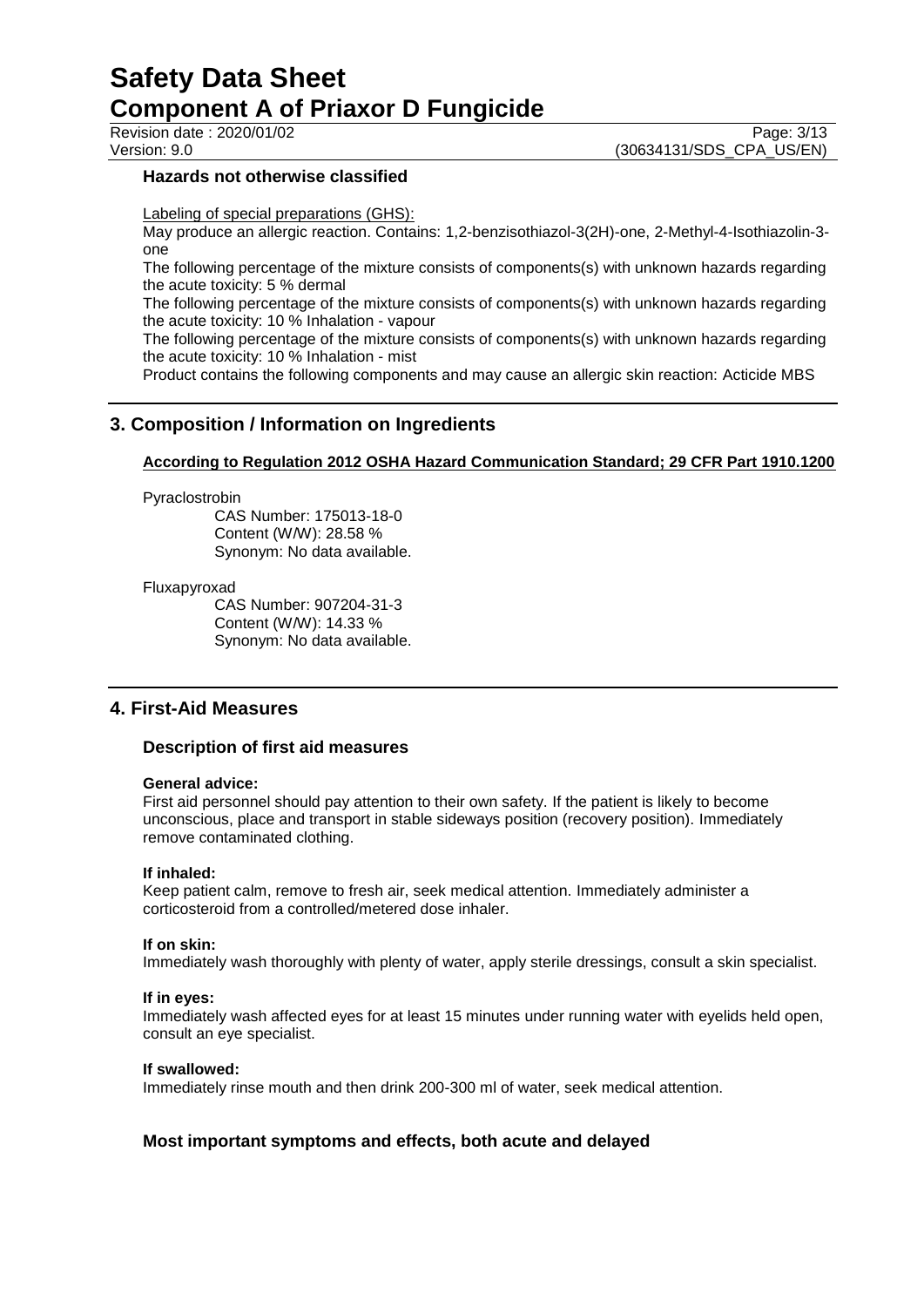### Hazards not otherwise classified

Labeling of special preparations (GHS):

May produce an allergic reaction. Contains: 1,2-benzisothiazol-3(2H)-one, 2-Methyl-4-Isothiazolin-3-one

The following percentage of the mixture consists of components(s) with unknown hazards regarding the acute toxicity: 5 % dermal

The following percentage of the mixture consists of components(s) with unknown hazards regarding the acute toxicity: 10 % Inhalation - vapour

The following percentage of the mixture consists of components(s) with unknown hazards regarding the acute toxicity: 10 % Inhalation - mist

Product contains the following components and may cause an allergic skin reaction: Acticide MBS

## 3. Composition / Information on Ingredients

**According to Regulation 2012 OSHA Hazard Communication Standard; 29 CFR Part 1910.1200**

Pyraclostrobin

CAS Number: 175013-18-0
Content (W/W): 28.58 %
Synonym: No data available.

Fluxapyroxad

CAS Number: 907204-31-3
Content (W/W): 14.33 %
Synonym: No data available.

## 4. First-Aid Measures

### Description of first aid measures

**General advice:**

First aid personnel should pay attention to their own safety. If the patient is likely to become unconscious, place and transport in stable sideways position (recovery position). Immediately remove contaminated clothing.

**If inhaled:**

Keep patient calm, remove to fresh air, seek medical attention. Immediately administer a corticosteroid from a controlled/metered dose inhaler.

**If on skin:**

Immediately wash thoroughly with plenty of water, apply sterile dressings, consult a skin specialist.

**If in eyes:**

Immediately wash affected eyes for at least 15 minutes under running water with eyelids held open, consult an eye specialist.

**If swallowed:**

Immediately rinse mouth and then drink 200-300 ml of water, seek medical attention.

### Most important symptoms and effects, both acute and delayed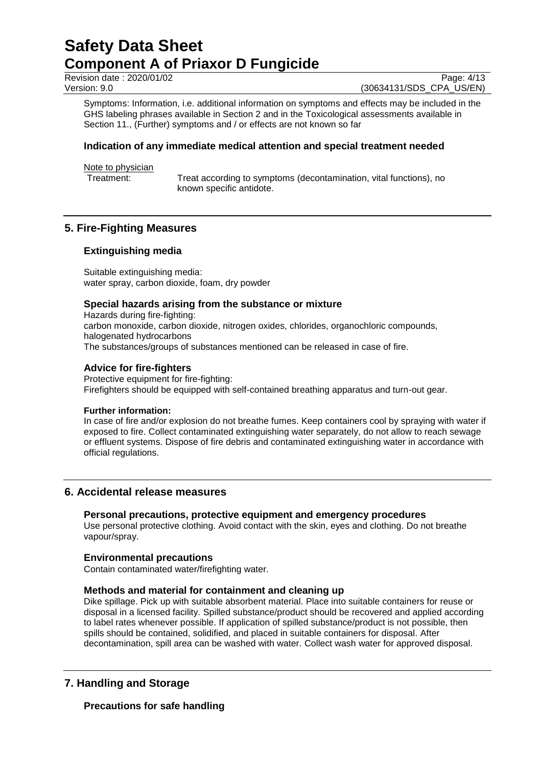Symptoms: Information, i.e. additional information on symptoms and effects may be included in the GHS labeling phrases available in Section 2 and in the Toxicological assessments available in Section 11., (Further) symptoms and / or effects are not known so far

### Indication of any immediate medical attention and special treatment needed

Note to physician

Treatment: Treat according to symptoms (decontamination, vital functions), no known specific antidote.

## 5. Fire-Fighting Measures

### Extinguishing media

Suitable extinguishing media:
water spray, carbon dioxide, foam, dry powder

### Special hazards arising from the substance or mixture

Hazards during fire-fighting:
carbon monoxide, carbon dioxide, nitrogen oxides, chlorides, organochloric compounds, halogenated hydrocarbons
The substances/groups of substances mentioned can be released in case of fire.

### Advice for fire-fighters

Protective equipment for fire-fighting:
Firefighters should be equipped with self-contained breathing apparatus and turn-out gear.

**Further information:**

In case of fire and/or explosion do not breathe fumes. Keep containers cool by spraying with water if exposed to fire. Collect contaminated extinguishing water separately, do not allow to reach sewage or effluent systems. Dispose of fire debris and contaminated extinguishing water in accordance with official regulations.

## 6. Accidental release measures

### Personal precautions, protective equipment and emergency procedures

Use personal protective clothing. Avoid contact with the skin, eyes and clothing. Do not breathe vapour/spray.

### Environmental precautions

Contain contaminated water/firefighting water.

### Methods and material for containment and cleaning up

Dike spillage. Pick up with suitable absorbent material. Place into suitable containers for reuse or disposal in a licensed facility. Spilled substance/product should be recovered and applied according to label rates whenever possible. If application of spilled substance/product is not possible, then spills should be contained, solidified, and placed in suitable containers for disposal. After decontamination, spill area can be washed with water. Collect wash water for approved disposal.

## 7. Handling and Storage

### Precautions for safe handling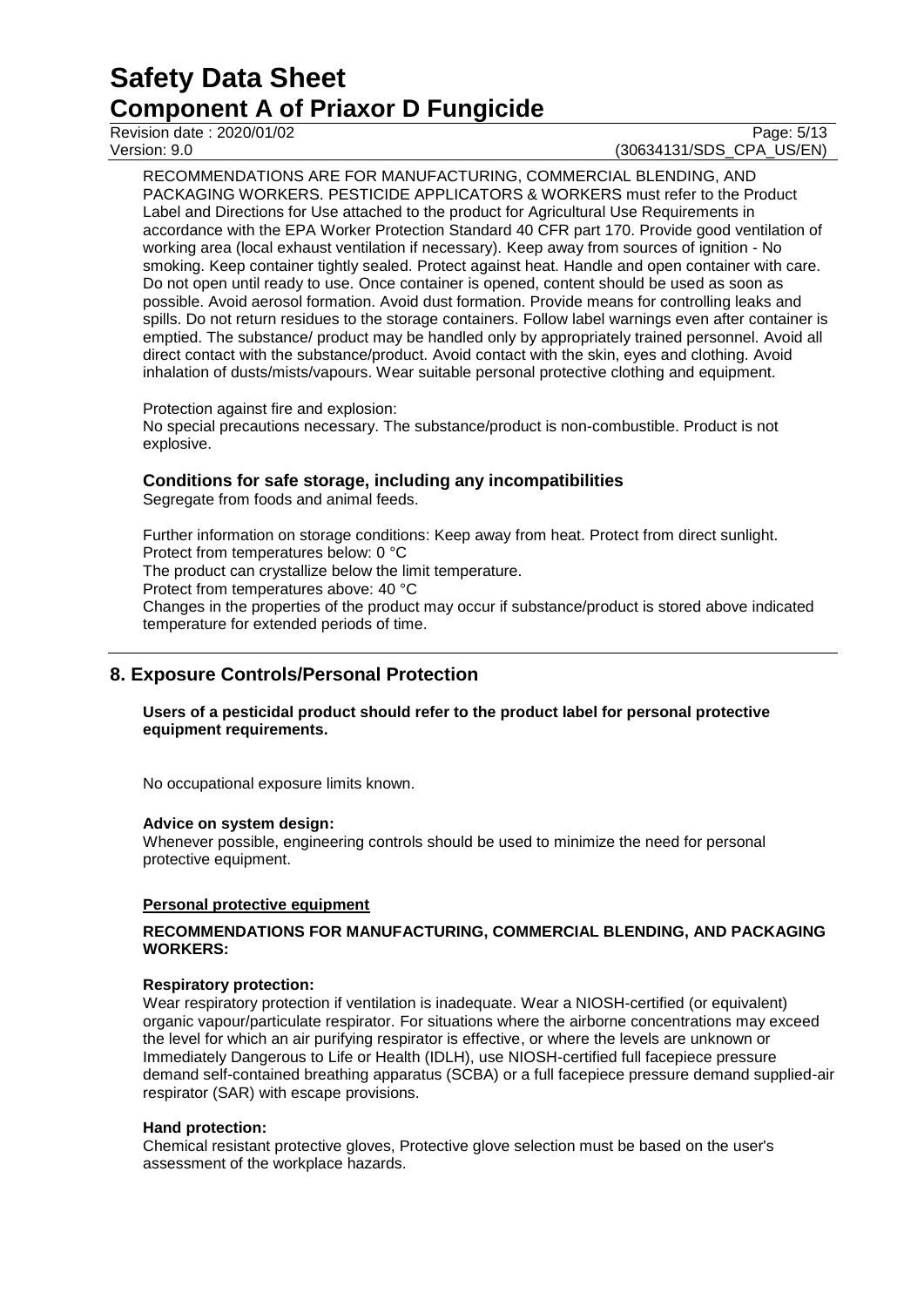RECOMMENDATIONS ARE FOR MANUFACTURING, COMMERCIAL BLENDING, AND PACKAGING WORKERS. PESTICIDE APPLICATORS & WORKERS must refer to the Product Label and Directions for Use attached to the product for Agricultural Use Requirements in accordance with the EPA Worker Protection Standard 40 CFR part 170. Provide good ventilation of working area (local exhaust ventilation if necessary). Keep away from sources of ignition - No smoking. Keep container tightly sealed. Protect against heat. Handle and open container with care. Do not open until ready to use. Once container is opened, content should be used as soon as possible. Avoid aerosol formation. Avoid dust formation. Provide means for controlling leaks and spills. Do not return residues to the storage containers. Follow label warnings even after container is emptied. The substance/ product may be handled only by appropriately trained personnel. Avoid all direct contact with the substance/product. Avoid contact with the skin, eyes and clothing. Avoid inhalation of dusts/mists/vapours. Wear suitable personal protective clothing and equipment.

Protection against fire and explosion:
No special precautions necessary. The substance/product is non-combustible. Product is not explosive.

### Conditions for safe storage, including any incompatibilities

Segregate from foods and animal feeds.

Further information on storage conditions: Keep away from heat. Protect from direct sunlight.
Protect from temperatures below: 0 °C
The product can crystallize below the limit temperature.
Protect from temperatures above: 40 °C
Changes in the properties of the product may occur if substance/product is stored above indicated temperature for extended periods of time.

## 8. Exposure Controls/Personal Protection

**Users of a pesticidal product should refer to the product label for personal protective equipment requirements.**

No occupational exposure limits known.

**Advice on system design:**
Whenever possible, engineering controls should be used to minimize the need for personal protective equipment.

**Personal protective equipment**

**RECOMMENDATIONS FOR MANUFACTURING, COMMERCIAL BLENDING, AND PACKAGING WORKERS:**

**Respiratory protection:**
Wear respiratory protection if ventilation is inadequate. Wear a NIOSH-certified (or equivalent) organic vapour/particulate respirator. For situations where the airborne concentrations may exceed the level for which an air purifying respirator is effective, or where the levels are unknown or Immediately Dangerous to Life or Health (IDLH), use NIOSH-certified full facepiece pressure demand self-contained breathing apparatus (SCBA) or a full facepiece pressure demand supplied-air respirator (SAR) with escape provisions.

**Hand protection:**
Chemical resistant protective gloves, Protective glove selection must be based on the user's assessment of the workplace hazards.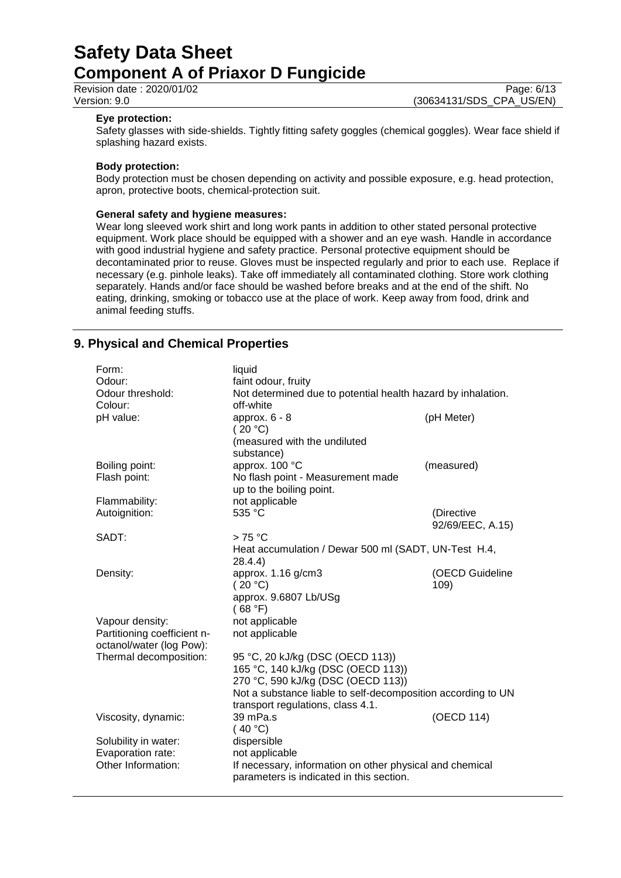**Eye protection:**
Safety glasses with side-shields. Tightly fitting safety goggles (chemical goggles). Wear face shield if splashing hazard exists.

**Body protection:**
Body protection must be chosen depending on activity and possible exposure, e.g. head protection, apron, protective boots, chemical-protection suit.

**General safety and hygiene measures:**
Wear long sleeved work shirt and long work pants in addition to other stated personal protective equipment. Work place should be equipped with a shower and an eye wash. Handle in accordance with good industrial hygiene and safety practice. Personal protective equipment should be decontaminated prior to reuse. Gloves must be inspected regularly and prior to each use. Replace if necessary (e.g. pinhole leaks). Take off immediately all contaminated clothing. Store work clothing separately. Hands and/or face should be washed before breaks and at the end of the shift. No eating, drinking, smoking or tobacco use at the place of work. Keep away from food, drink and animal feeding stuffs.

## 9. Physical and Chemical Properties

| | | |
|---|---|---|
| Form: | liquid | |
| Odour: | faint odour, fruity | |
| Odour threshold: | Not determined due to potential health hazard by inhalation. | |
| Colour: | off-white | |
| pH value: | approx. 6 - 8 ( 20 °C) (measured with the undiluted substance) | (pH Meter) |
| Boiling point: | approx. 100 °C | (measured) |
| Flash point: | No flash point - Measurement made up to the boiling point. | |
| Flammability: | not applicable | |
| Autoignition: | 535 °C | (Directive 92/69/EEC, A.15) |
| SADT: | > 75 °C Heat accumulation / Dewar 500 ml (SADT, UN-Test H.4, 28.4.4) | |
| Density: | approx. 1.16 g/cm3 ( 20 °C) approx. 9.6807 Lb/USg ( 68 °F) | (OECD Guideline 109) |
| Vapour density: | not applicable | |
| Partitioning coefficient n-octanol/water (log Pow): | not applicable | |
| Thermal decomposition: | 95 °C, 20 kJ/kg (DSC (OECD 113)) 165 °C, 140 kJ/kg (DSC (OECD 113)) 270 °C, 590 kJ/kg (DSC (OECD 113)) Not a substance liable to self-decomposition according to UN transport regulations, class 4.1. | |
| Viscosity, dynamic: | 39 mPa.s ( 40 °C) | (OECD 114) |
| Solubility in water: | dispersible | |
| Evaporation rate: | not applicable | |
| Other Information: | If necessary, information on other physical and chemical parameters is indicated in this section. | |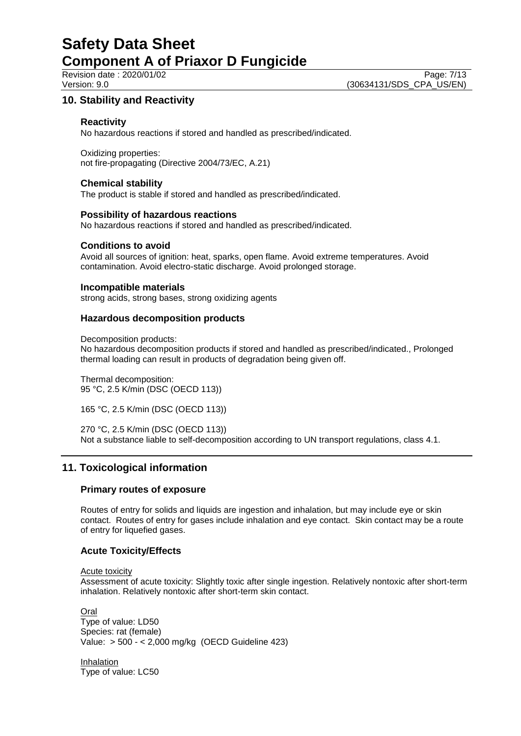## 10. Stability and Reactivity

### Reactivity

No hazardous reactions if stored and handled as prescribed/indicated.

Oxidizing properties:
not fire-propagating (Directive 2004/73/EC, A.21)

### Chemical stability

The product is stable if stored and handled as prescribed/indicated.

### Possibility of hazardous reactions

No hazardous reactions if stored and handled as prescribed/indicated.

### Conditions to avoid

Avoid all sources of ignition: heat, sparks, open flame. Avoid extreme temperatures. Avoid contamination. Avoid electro-static discharge. Avoid prolonged storage.

### Incompatible materials

strong acids, strong bases, strong oxidizing agents

### Hazardous decomposition products

Decomposition products:
No hazardous decomposition products if stored and handled as prescribed/indicated., Prolonged thermal loading can result in products of degradation being given off.

Thermal decomposition:
95 °C, 2.5 K/min (DSC (OECD 113))

165 °C, 2.5 K/min (DSC (OECD 113))

270 °C, 2.5 K/min (DSC (OECD 113))
Not a substance liable to self-decomposition according to UN transport regulations, class 4.1.

## 11. Toxicological information

### Primary routes of exposure

Routes of entry for solids and liquids are ingestion and inhalation, but may include eye or skin contact. Routes of entry for gases include inhalation and eye contact. Skin contact may be a route of entry for liquefied gases.

### Acute Toxicity/Effects

Acute toxicity
Assessment of acute toxicity: Slightly toxic after single ingestion. Relatively nontoxic after short-term inhalation. Relatively nontoxic after short-term skin contact.

Oral
Type of value: LD50
Species: rat (female)
Value: > 500 - < 2,000 mg/kg (OECD Guideline 423)

Inhalation
Type of value: LC50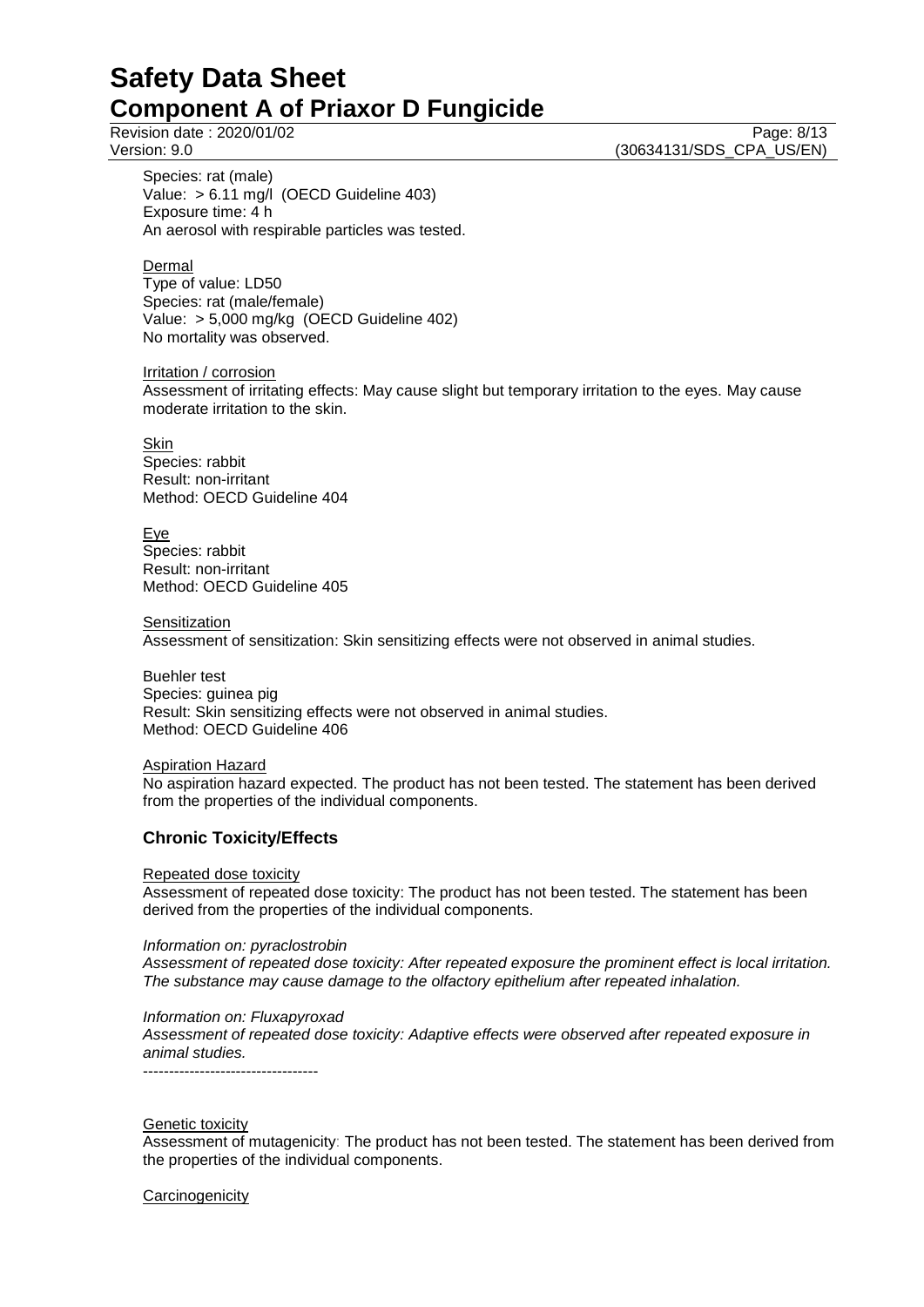Species: rat (male)
Value: > 6.11 mg/l (OECD Guideline 403)
Exposure time: 4 h
An aerosol with respirable particles was tested.

Dermal
Type of value: LD50
Species: rat (male/female)
Value: > 5,000 mg/kg (OECD Guideline 402)
No mortality was observed.

Irritation / corrosion
Assessment of irritating effects: May cause slight but temporary irritation to the eyes. May cause moderate irritation to the skin.

Skin
Species: rabbit
Result: non-irritant
Method: OECD Guideline 404

Eye
Species: rabbit
Result: non-irritant
Method: OECD Guideline 405

Sensitization
Assessment of sensitization: Skin sensitizing effects were not observed in animal studies.

Buehler test
Species: guinea pig
Result: Skin sensitizing effects were not observed in animal studies.
Method: OECD Guideline 406

Aspiration Hazard
No aspiration hazard expected. The product has not been tested. The statement has been derived from the properties of the individual components.

### Chronic Toxicity/Effects

Repeated dose toxicity
Assessment of repeated dose toxicity: The product has not been tested. The statement has been derived from the properties of the individual components.

*Information on: pyraclostrobin*
*Assessment of repeated dose toxicity: After repeated exposure the prominent effect is local irritation. The substance may cause damage to the olfactory epithelium after repeated inhalation.*

*Information on: Fluxapyroxad*
*Assessment of repeated dose toxicity: Adaptive effects were observed after repeated exposure in animal studies.*
----------------------------------

Genetic toxicity
Assessment of mutagenicity: The product has not been tested. The statement has been derived from the properties of the individual components.

Carcinogenicity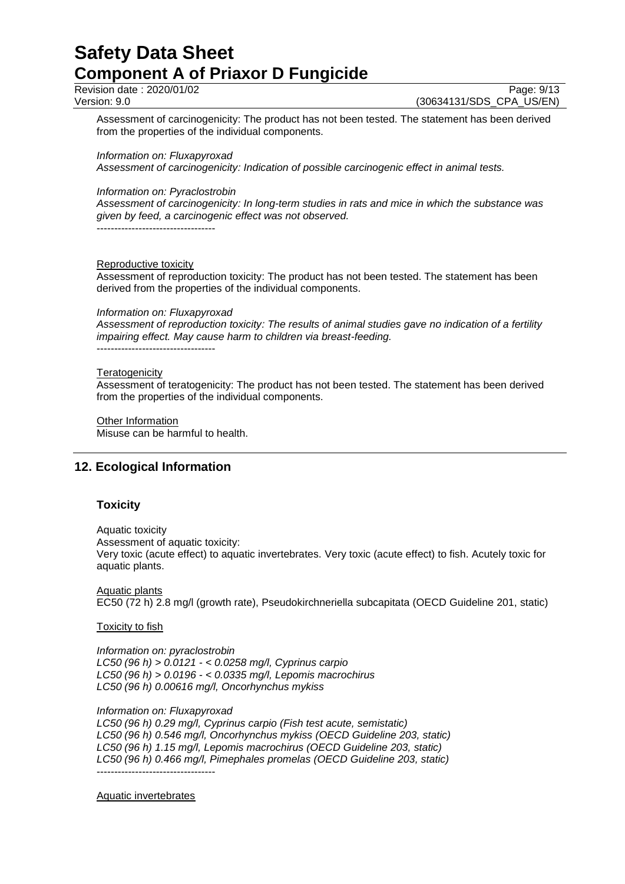Assessment of carcinogenicity: The product has not been tested. The statement has been derived from the properties of the individual components.

*Information on: Fluxapyroxad*
*Assessment of carcinogenicity: Indication of possible carcinogenic effect in animal tests.*

*Information on: Pyraclostrobin*
*Assessment of carcinogenicity: In long-term studies in rats and mice in which the substance was given by feed, a carcinogenic effect was not observed.*
----------------------------------

Reproductive toxicity
Assessment of reproduction toxicity: The product has not been tested. The statement has been derived from the properties of the individual components.

*Information on: Fluxapyroxad*
*Assessment of reproduction toxicity: The results of animal studies gave no indication of a fertility impairing effect. May cause harm to children via breast-feeding.*
----------------------------------

Teratogenicity
Assessment of teratogenicity: The product has not been tested. The statement has been derived from the properties of the individual components.

Other Information
Misuse can be harmful to health.

## 12. Ecological Information

### Toxicity

Aquatic toxicity
Assessment of aquatic toxicity:
Very toxic (acute effect) to aquatic invertebrates. Very toxic (acute effect) to fish. Acutely toxic for aquatic plants.

Aquatic plants
EC50 (72 h) 2.8 mg/l (growth rate), Pseudokirchneriella subcapitata (OECD Guideline 201, static)

Toxicity to fish

*Information on: pyraclostrobin*
*LC50 (96 h) > 0.0121 - < 0.0258 mg/l, Cyprinus carpio*
*LC50 (96 h) > 0.0196 - < 0.0335 mg/l, Lepomis macrochirus*
*LC50 (96 h) 0.00616 mg/l, Oncorhynchus mykiss*

*Information on: Fluxapyroxad*
*LC50 (96 h) 0.29 mg/l, Cyprinus carpio (Fish test acute, semistatic)*
*LC50 (96 h) 0.546 mg/l, Oncorhynchus mykiss (OECD Guideline 203, static)*
*LC50 (96 h) 1.15 mg/l, Lepomis macrochirus (OECD Guideline 203, static)*
*LC50 (96 h) 0.466 mg/l, Pimephales promelas (OECD Guideline 203, static)*
----------------------------------

Aquatic invertebrates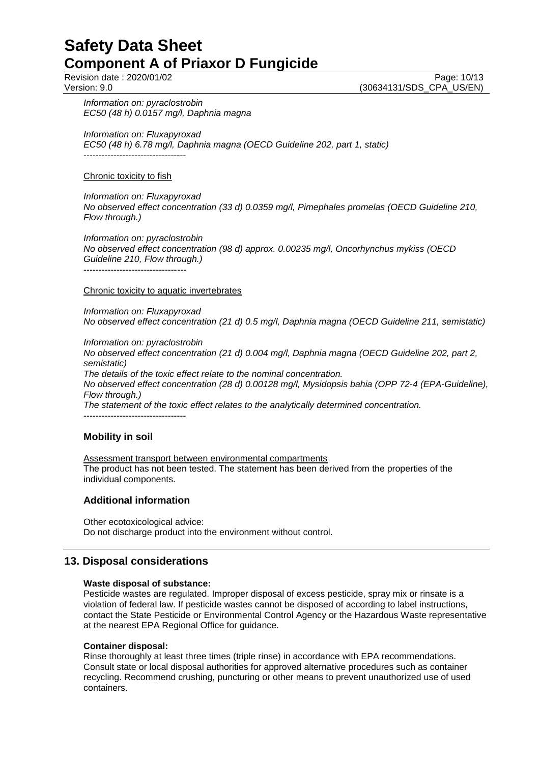*Information on: pyraclostrobin*
*EC50 (48 h) 0.0157 mg/l, Daphnia magna*

*Information on: Fluxapyroxad*
*EC50 (48 h) 6.78 mg/l, Daphnia magna (OECD Guideline 202, part 1, static)*
----------------------------------

Chronic toxicity to fish

*Information on: Fluxapyroxad*
*No observed effect concentration (33 d) 0.0359 mg/l, Pimephales promelas (OECD Guideline 210, Flow through.)*

*Information on: pyraclostrobin*
*No observed effect concentration (98 d) approx. 0.00235 mg/l, Oncorhynchus mykiss (OECD Guideline 210, Flow through.)*
----------------------------------

Chronic toxicity to aquatic invertebrates

*Information on: Fluxapyroxad*
*No observed effect concentration (21 d) 0.5 mg/l, Daphnia magna (OECD Guideline 211, semistatic)*

*Information on: pyraclostrobin*
*No observed effect concentration (21 d) 0.004 mg/l, Daphnia magna (OECD Guideline 202, part 2, semistatic)*
*The details of the toxic effect relate to the nominal concentration.*
*No observed effect concentration (28 d) 0.00128 mg/l, Mysidopsis bahia (OPP 72-4 (EPA-Guideline), Flow through.)*
*The statement of the toxic effect relates to the analytically determined concentration.*
----------------------------------

### Mobility in soil

Assessment transport between environmental compartments
The product has not been tested. The statement has been derived from the properties of the individual components.

### Additional information

Other ecotoxicological advice:
Do not discharge product into the environment without control.

## 13. Disposal considerations

**Waste disposal of substance:**
Pesticide wastes are regulated. Improper disposal of excess pesticide, spray mix or rinsate is a violation of federal law. If pesticide wastes cannot be disposed of according to label instructions, contact the State Pesticide or Environmental Control Agency or the Hazardous Waste representative at the nearest EPA Regional Office for guidance.

**Container disposal:**
Rinse thoroughly at least three times (triple rinse) in accordance with EPA recommendations. Consult state or local disposal authorities for approved alternative procedures such as container recycling. Recommend crushing, puncturing or other means to prevent unauthorized use of used containers.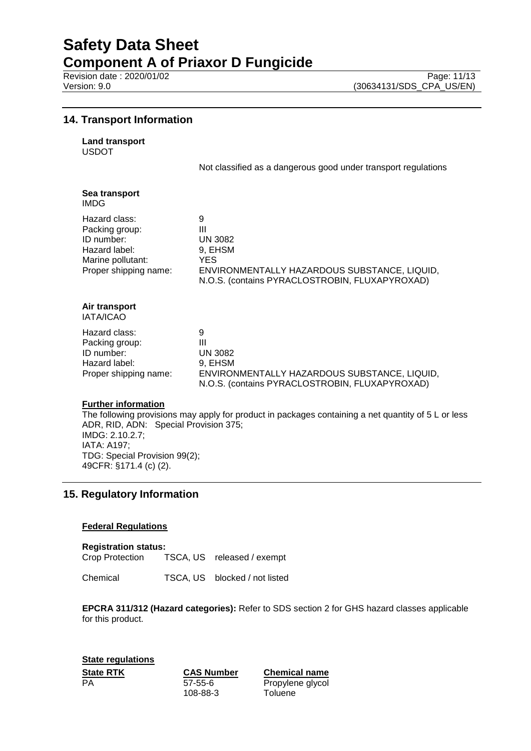## 14. Transport Information

**Land transport**
USDOT

Not classified as a dangerous good under transport regulations

**Sea transport**
IMDG

| | |
|---|---|
| Hazard class: | 9 |
| Packing group: | III |
| ID number: | UN 3082 |
| Hazard label: | 9, EHSM |
| Marine pollutant: | YES |
| Proper shipping name: | ENVIRONMENTALLY HAZARDOUS SUBSTANCE, LIQUID, N.O.S. (contains PYRACLOSTROBIN, FLUXAPYROXAD) |

**Air transport**
IATA/ICAO

| | |
|---|---|
| Hazard class: | 9 |
| Packing group: | III |
| ID number: | UN 3082 |
| Hazard label: | 9, EHSM |
| Proper shipping name: | ENVIRONMENTALLY HAZARDOUS SUBSTANCE, LIQUID, N.O.S. (contains PYRACLOSTROBIN, FLUXAPYROXAD) |

**Further information**

The following provisions may apply for product in packages containing a net quantity of 5 L or less
ADR, RID, ADN: Special Provision 375;
IMDG: 2.10.2.7;
IATA: A197;
TDG: Special Provision 99(2);
49CFR: §171.4 (c) (2).

## 15. Regulatory Information

**Federal Regulations**

**Registration status:**

| | | |
|---|---|---|
| Crop Protection | TSCA, US | released / exempt |
| Chemical | TSCA, US | blocked / not listed |

**EPCRA 311/312 (Hazard categories):** Refer to SDS section 2 for GHS hazard classes applicable for this product.

**State regulations**

| State RTK | CAS Number | Chemical name |
|---|---|---|
| PA | 57-55-6 | Propylene glycol |
| | 108-88-3 | Toluene |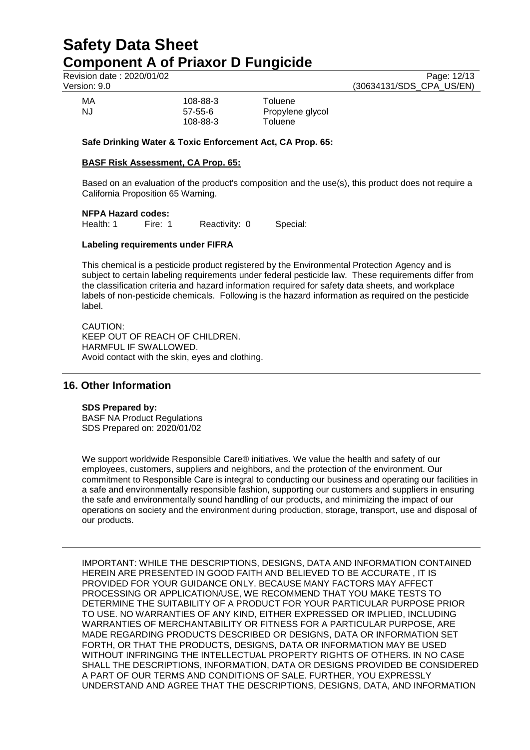| | | |
|---|---|---|
| MA | 108-88-3 | Toluene |
| NJ | 57-55-6 | Propylene glycol |
| | 108-88-3 | Toluene |

**Safe Drinking Water & Toxic Enforcement Act, CA Prop. 65:**

**BASF Risk Assessment, CA Prop. 65:**

Based on an evaluation of the product's composition and the use(s), this product does not require a California Proposition 65 Warning.

**NFPA Hazard codes:**
Health: 1 Fire: 1 Reactivity: 0 Special:

**Labeling requirements under FIFRA**

This chemical is a pesticide product registered by the Environmental Protection Agency and is subject to certain labeling requirements under federal pesticide law. These requirements differ from the classification criteria and hazard information required for safety data sheets, and workplace labels of non-pesticide chemicals. Following is the hazard information as required on the pesticide label.

CAUTION:
KEEP OUT OF REACH OF CHILDREN.
HARMFUL IF SWALLOWED.
Avoid contact with the skin, eyes and clothing.

## 16. Other Information

**SDS Prepared by:**
BASF NA Product Regulations
SDS Prepared on: 2020/01/02

We support worldwide Responsible Care® initiatives. We value the health and safety of our employees, customers, suppliers and neighbors, and the protection of the environment. Our commitment to Responsible Care is integral to conducting our business and operating our facilities in a safe and environmentally responsible fashion, supporting our customers and suppliers in ensuring the safe and environmentally sound handling of our products, and minimizing the impact of our operations on society and the environment during production, storage, transport, use and disposal of our products.

IMPORTANT: WHILE THE DESCRIPTIONS, DESIGNS, DATA AND INFORMATION CONTAINED HEREIN ARE PRESENTED IN GOOD FAITH AND BELIEVED TO BE ACCURATE , IT IS PROVIDED FOR YOUR GUIDANCE ONLY. BECAUSE MANY FACTORS MAY AFFECT PROCESSING OR APPLICATION/USE, WE RECOMMEND THAT YOU MAKE TESTS TO DETERMINE THE SUITABILITY OF A PRODUCT FOR YOUR PARTICULAR PURPOSE PRIOR TO USE. NO WARRANTIES OF ANY KIND, EITHER EXPRESSED OR IMPLIED, INCLUDING WARRANTIES OF MERCHANTABILITY OR FITNESS FOR A PARTICULAR PURPOSE, ARE MADE REGARDING PRODUCTS DESCRIBED OR DESIGNS, DATA OR INFORMATION SET FORTH, OR THAT THE PRODUCTS, DESIGNS, DATA OR INFORMATION MAY BE USED WITHOUT INFRINGING THE INTELLECTUAL PROPERTY RIGHTS OF OTHERS. IN NO CASE SHALL THE DESCRIPTIONS, INFORMATION, DATA OR DESIGNS PROVIDED BE CONSIDERED A PART OF OUR TERMS AND CONDITIONS OF SALE. FURTHER, YOU EXPRESSLY UNDERSTAND AND AGREE THAT THE DESCRIPTIONS, DESIGNS, DATA, AND INFORMATION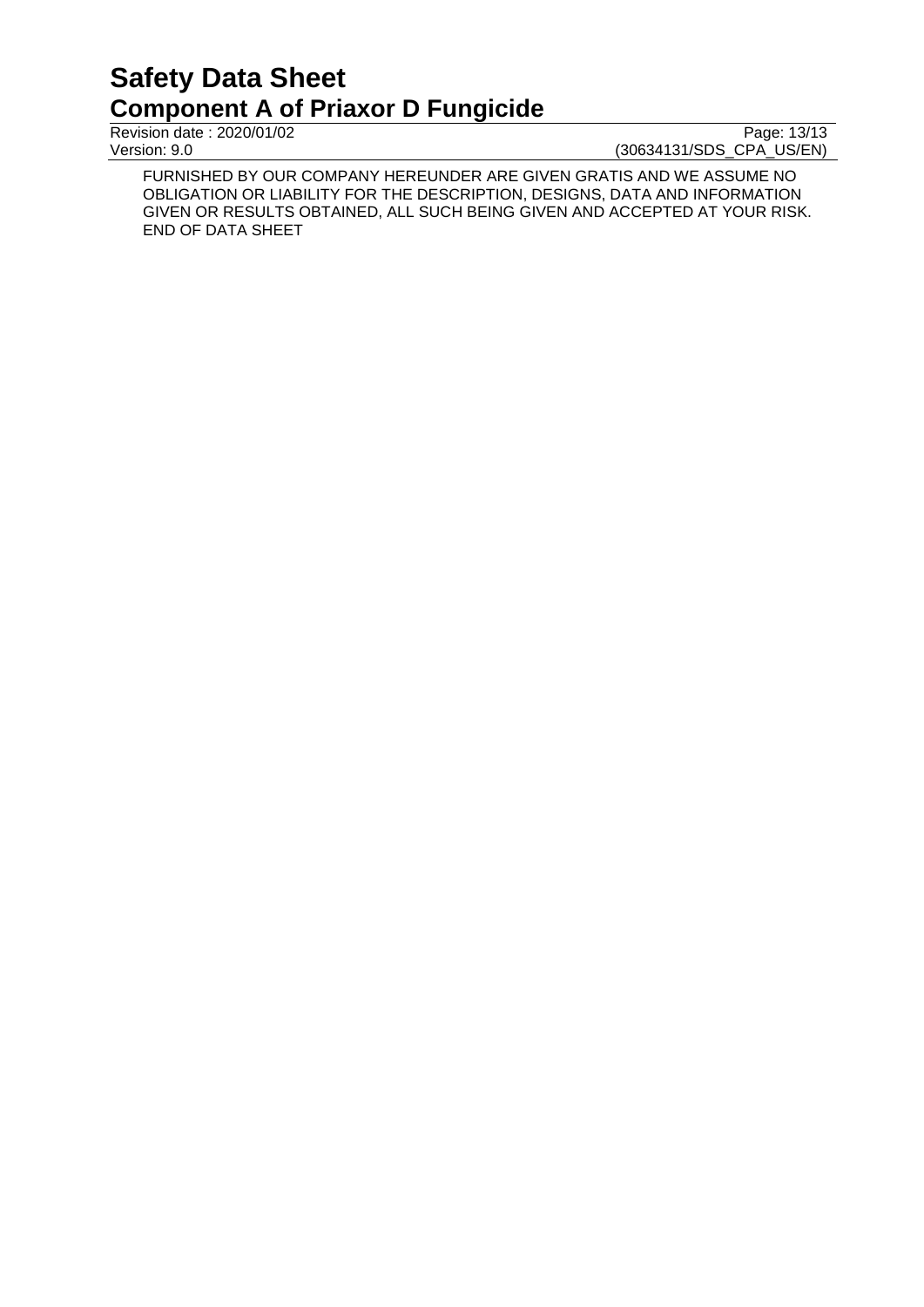FURNISHED BY OUR COMPANY HEREUNDER ARE GIVEN GRATIS AND WE ASSUME NO OBLIGATION OR LIABILITY FOR THE DESCRIPTION, DESIGNS, DATA AND INFORMATION GIVEN OR RESULTS OBTAINED, ALL SUCH BEING GIVEN AND ACCEPTED AT YOUR RISK.
END OF DATA SHEET